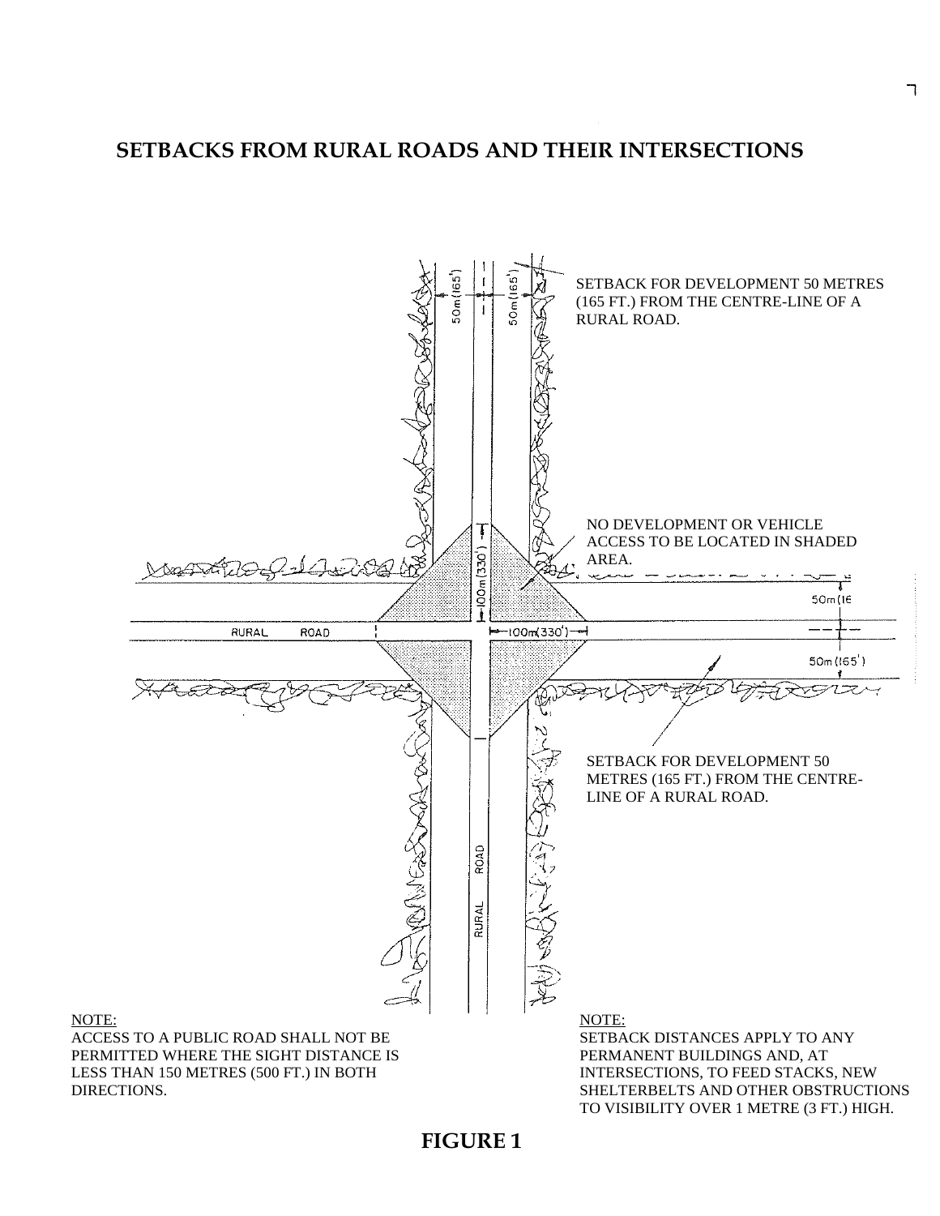# SETBACKS FROM RURAL ROADS AND THEIR INTERSECTIONS

SETBACK FOR DEVELOPMENT 50 METRES (165 FT.) FROM THE CENTRE-LINE OF A RURAL ROAD.

50m (165') 50m (165')

NO DEVELOPMENT OR VEHICLE ACCESS TO BE LOCATED IN SHADED AREA.

100m (330')

RURAL ROAD

100m (330')

50m (165')

50m (165')

SETBACK FOR DEVELOPMENT 50 METRES (165 FT.) FROM THE CENTRE-LINE OF A RURAL ROAD.

RURAL ROAD

NOTE:
ACCESS TO A PUBLIC ROAD SHALL NOT BE PERMITTED WHERE THE SIGHT DISTANCE IS LESS THAN 150 METRES (500 FT.) IN BOTH DIRECTIONS.

NOTE:
SETBACK DISTANCES APPLY TO ANY PERMANENT BUILDINGS AND, AT INTERSECTIONS, TO FEED STACKS, NEW SHELTERBELTS AND OTHER OBSTRUCTIONS TO VISIBILITY OVER 1 METRE (3 FT.) HIGH.

**FIGURE 1**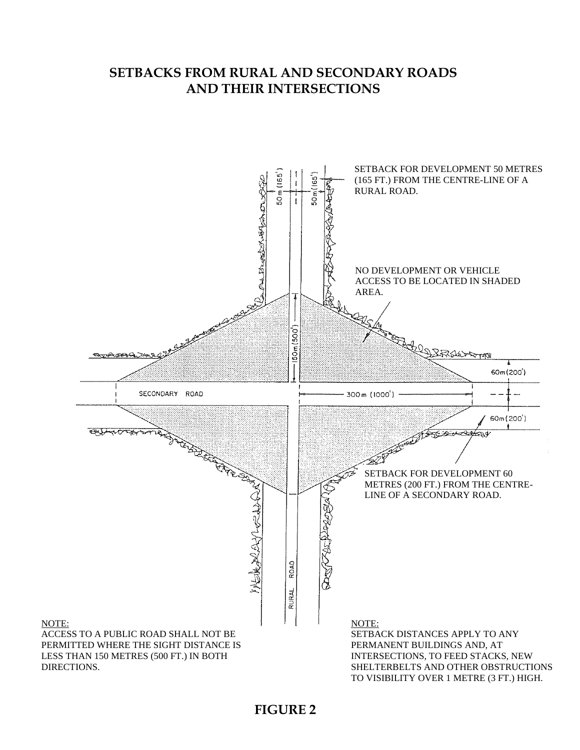# SETBACKS FROM RURAL AND SECONDARY ROADS AND THEIR INTERSECTIONS

SETBACK FOR DEVELOPMENT 50 METRES (165 FT.) FROM THE CENTRE-LINE OF A RURAL ROAD.

NO DEVELOPMENT OR VEHICLE ACCESS TO BE LOCATED IN SHADED AREA.

50 m (165')

50 m (165')

150m (500')

60m (200')

300 m (1000')

60m (200')

SECONDARY ROAD

RURAL ROAD

SETBACK FOR DEVELOPMENT 60 METRES (200 FT.) FROM THE CENTRE-LINE OF A SECONDARY ROAD.

NOTE:
ACCESS TO A PUBLIC ROAD SHALL NOT BE PERMITTED WHERE THE SIGHT DISTANCE IS LESS THAN 150 METRES (500 FT.) IN BOTH DIRECTIONS.

NOTE:
SETBACK DISTANCES APPLY TO ANY PERMANENT BUILDINGS AND, AT INTERSECTIONS, TO FEED STACKS, NEW SHELTERBELTS AND OTHER OBSTRUCTIONS TO VISIBILITY OVER 1 METRE (3 FT.) HIGH.

**FIGURE 2**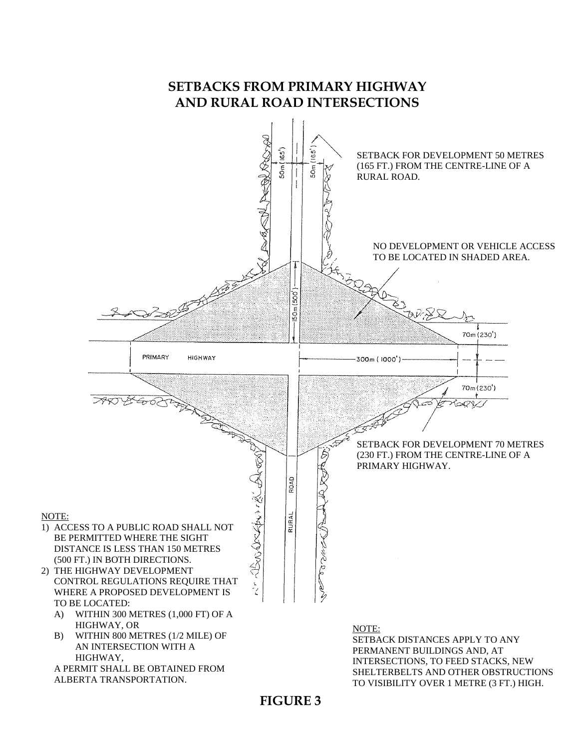# SETBACKS FROM PRIMARY HIGHWAY AND RURAL ROAD INTERSECTIONS

SETBACK FOR DEVELOPMENT 50 METRES (165 FT.) FROM THE CENTRE-LINE OF A RURAL ROAD.

NO DEVELOPMENT OR VEHICLE ACCESS TO BE LOCATED IN SHADED AREA.

50m (165') | 50m (165') | 150m (500') | 70m (230') | 300m (1000') | 70m (230')

PRIMARY HIGHWAY

RURAL ROAD

SETBACK FOR DEVELOPMENT 70 METRES (230 FT.) FROM THE CENTRE-LINE OF A PRIMARY HIGHWAY.

NOTE:

1) ACCESS TO A PUBLIC ROAD SHALL NOT BE PERMITTED WHERE THE SIGHT DISTANCE IS LESS THAN 150 METRES (500 FT.) IN BOTH DIRECTIONS.
2) THE HIGHWAY DEVELOPMENT CONTROL REGULATIONS REQUIRE THAT WHERE A PROPOSED DEVELOPMENT IS TO BE LOCATED:
   A) WITHIN 300 METRES (1,000 FT) OF A HIGHWAY, OR
   B) WITHIN 800 METRES (1/2 MILE) OF AN INTERSECTION WITH A HIGHWAY,

   A PERMIT SHALL BE OBTAINED FROM ALBERTA TRANSPORTATION.

NOTE:

SETBACK DISTANCES APPLY TO ANY PERMANENT BUILDINGS AND, AT INTERSECTIONS, TO FEED STACKS, NEW SHELTERBELTS AND OTHER OBSTRUCTIONS TO VISIBILITY OVER 1 METRE (3 FT.) HIGH.

**FIGURE 3**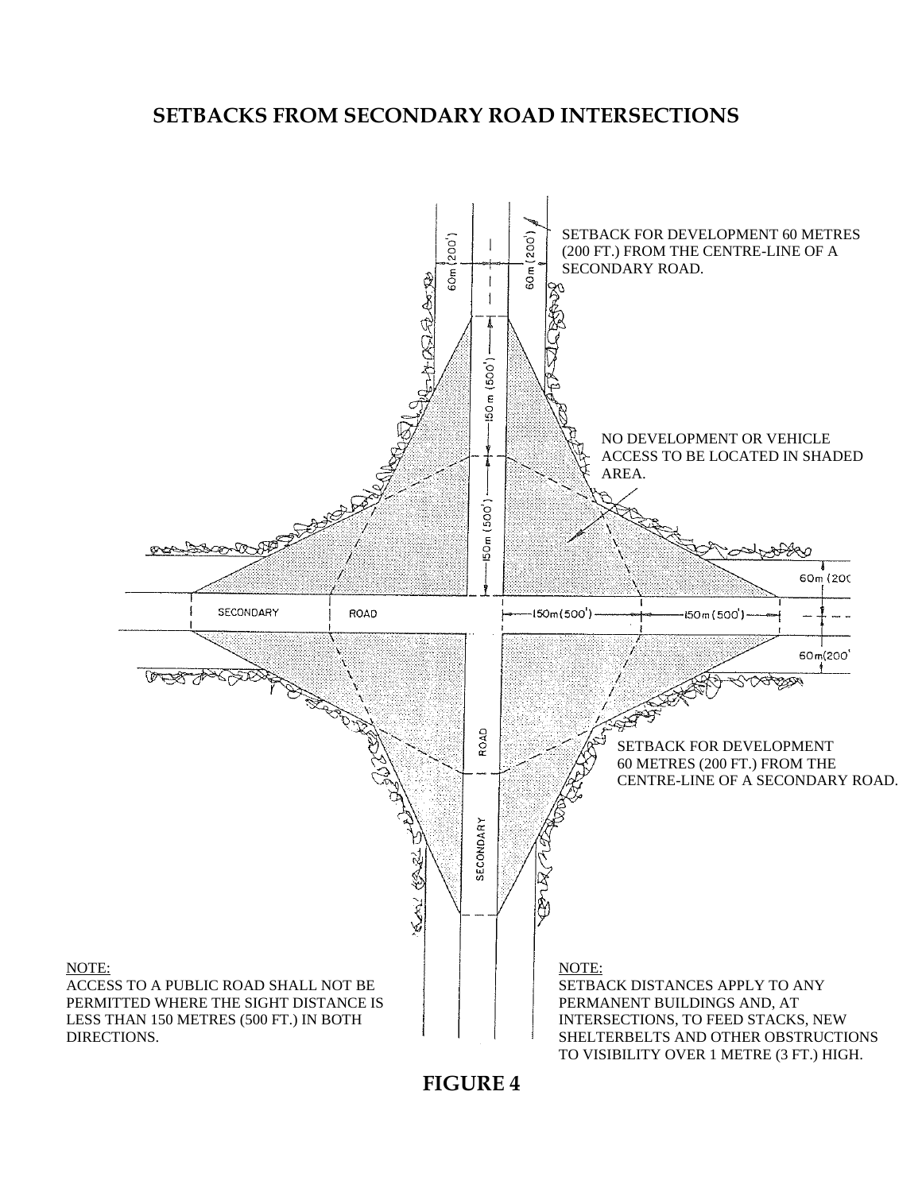# SETBACKS FROM SECONDARY ROAD INTERSECTIONS

SETBACK FOR DEVELOPMENT 60 METRES (200 FT.) FROM THE CENTRE-LINE OF A SECONDARY ROAD.

NO DEVELOPMENT OR VEHICLE ACCESS TO BE LOCATED IN SHADED AREA.

SETBACK FOR DEVELOPMENT 60 METRES (200 FT.) FROM THE CENTRE-LINE OF A SECONDARY ROAD.

NOTE:
ACCESS TO A PUBLIC ROAD SHALL NOT BE PERMITTED WHERE THE SIGHT DISTANCE IS LESS THAN 150 METRES (500 FT.) IN BOTH DIRECTIONS.

NOTE:
SETBACK DISTANCES APPLY TO ANY PERMANENT BUILDINGS AND, AT INTERSECTIONS, TO FEED STACKS, NEW SHELTERBELTS AND OTHER OBSTRUCTIONS TO VISIBILITY OVER 1 METRE (3 FT.) HIGH.

**FIGURE 4**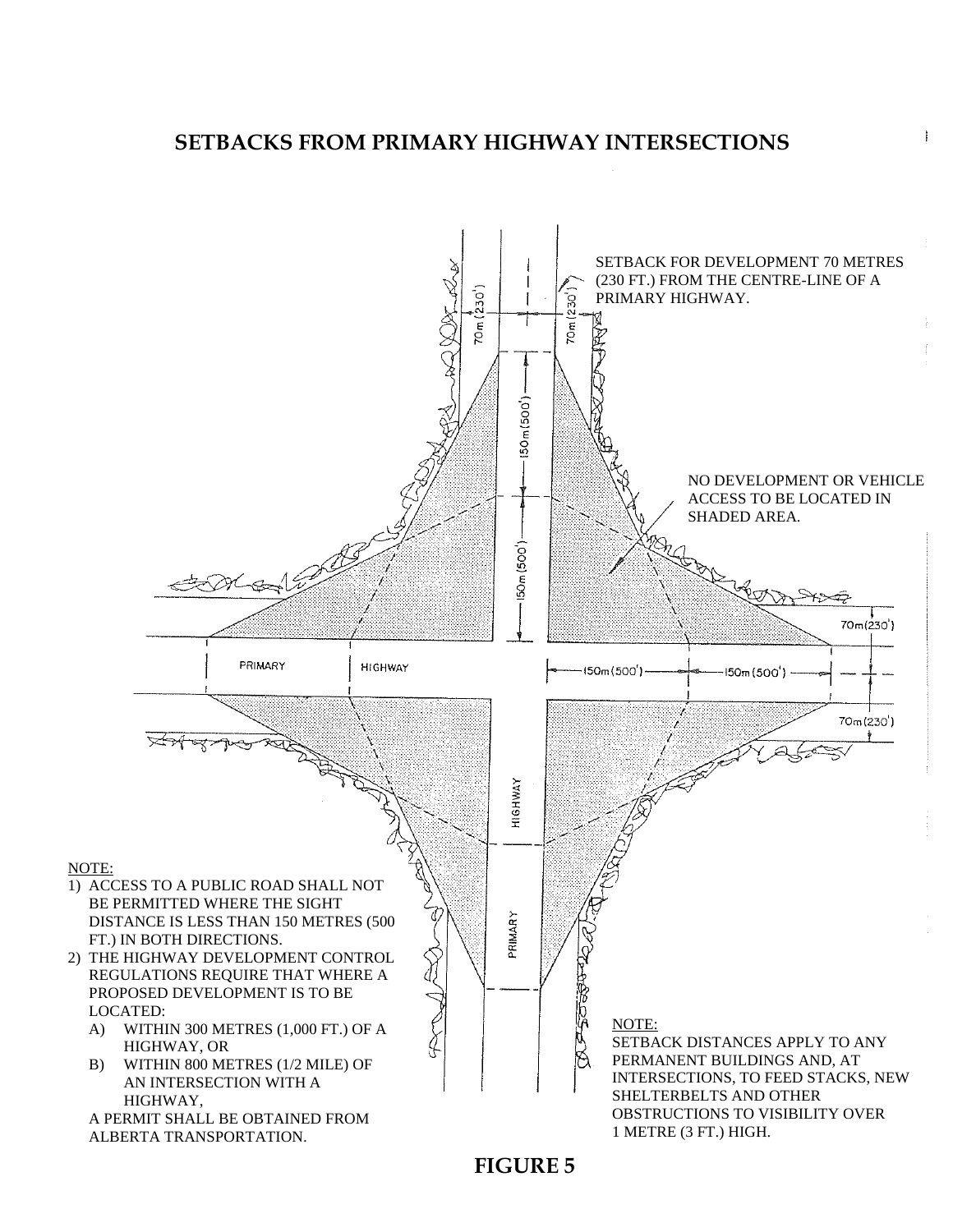# SETBACKS FROM PRIMARY HIGHWAY INTERSECTIONS

SETBACK FOR DEVELOPMENT 70 METRES (230 FT.) FROM THE CENTRE-LINE OF A PRIMARY HIGHWAY.

NO DEVELOPMENT OR VEHICLE ACCESS TO BE LOCATED IN SHADED AREA.

70m (230') 70m (230') 150m (500') 150m (500') 70m (230') 70m (230') 150m (500') 150m (500')

PRIMARY HIGHWAY

HIGHWAY PRIMARY

NOTE:

1) ACCESS TO A PUBLIC ROAD SHALL NOT BE PERMITTED WHERE THE SIGHT DISTANCE IS LESS THAN 150 METRES (500 FT.) IN BOTH DIRECTIONS.
2) THE HIGHWAY DEVELOPMENT CONTROL REGULATIONS REQUIRE THAT WHERE A PROPOSED DEVELOPMENT IS TO BE LOCATED:
   A) WITHIN 300 METRES (1,000 FT.) OF A HIGHWAY, OR
   B) WITHIN 800 METRES (1/2 MILE) OF AN INTERSECTION WITH A HIGHWAY,

   A PERMIT SHALL BE OBTAINED FROM ALBERTA TRANSPORTATION.

NOTE:

SETBACK DISTANCES APPLY TO ANY PERMANENT BUILDINGS AND, AT INTERSECTIONS, TO FEED STACKS, NEW SHELTERBELTS AND OTHER OBSTRUCTIONS TO VISIBILITY OVER 1 METRE (3 FT.) HIGH.

**FIGURE 5**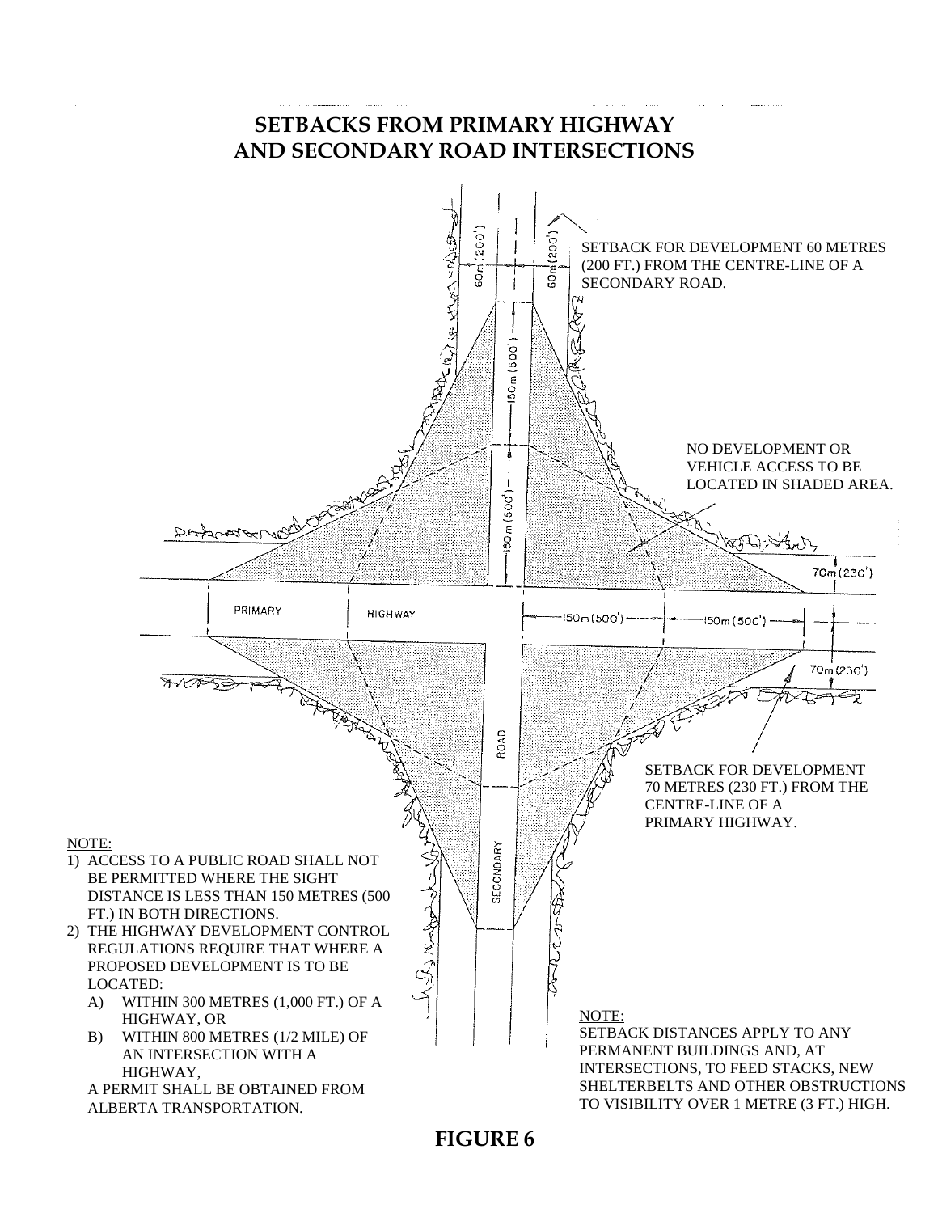# SETBACKS FROM PRIMARY HIGHWAY AND SECONDARY ROAD INTERSECTIONS

SETBACK FOR DEVELOPMENT 60 METRES (200 FT.) FROM THE CENTRE-LINE OF A SECONDARY ROAD.

NO DEVELOPMENT OR VEHICLE ACCESS TO BE LOCATED IN SHADED AREA.

60m (200') 60m (200') 150m (500') 150m (500') 70m (230') 70m (230') 150m (500') 150m (500')

PRIMARY HIGHWAY

SECONDARY ROAD

SETBACK FOR DEVELOPMENT 70 METRES (230 FT.) FROM THE CENTRE-LINE OF A PRIMARY HIGHWAY.

NOTE:

1) ACCESS TO A PUBLIC ROAD SHALL NOT BE PERMITTED WHERE THE SIGHT DISTANCE IS LESS THAN 150 METRES (500 FT.) IN BOTH DIRECTIONS.
2) THE HIGHWAY DEVELOPMENT CONTROL REGULATIONS REQUIRE THAT WHERE A PROPOSED DEVELOPMENT IS TO BE LOCATED:
   A) WITHIN 300 METRES (1,000 FT.) OF A HIGHWAY, OR
   B) WITHIN 800 METRES (1/2 MILE) OF AN INTERSECTION WITH A HIGHWAY,

   A PERMIT SHALL BE OBTAINED FROM ALBERTA TRANSPORTATION.

NOTE:

SETBACK DISTANCES APPLY TO ANY PERMANENT BUILDINGS AND, AT INTERSECTIONS, TO FEED STACKS, NEW SHELTERBELTS AND OTHER OBSTRUCTIONS TO VISIBILITY OVER 1 METRE (3 FT.) HIGH.

**FIGURE 6**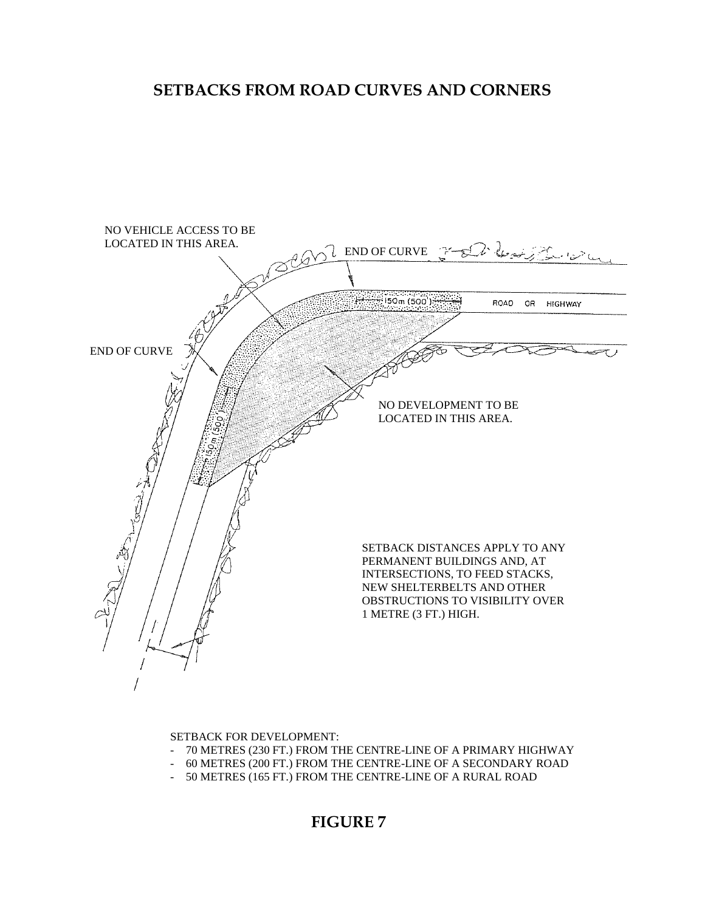# SETBACKS FROM ROAD CURVES AND CORNERS

NO VEHICLE ACCESS TO BE LOCATED IN THIS AREA.

END OF CURVE

END OF CURVE

150m (500')

150m (500')

ROAD OR HIGHWAY

NO DEVELOPMENT TO BE LOCATED IN THIS AREA.

SETBACK DISTANCES APPLY TO ANY PERMANENT BUILDINGS AND, AT INTERSECTIONS, TO FEED STACKS, NEW SHELTERBELTS AND OTHER OBSTRUCTIONS TO VISIBILITY OVER 1 METRE (3 FT.) HIGH.

SETBACK FOR DEVELOPMENT:

- 70 METRES (230 FT.) FROM THE CENTRE-LINE OF A PRIMARY HIGHWAY
- 60 METRES (200 FT.) FROM THE CENTRE-LINE OF A SECONDARY ROAD
- 50 METRES (165 FT.) FROM THE CENTRE-LINE OF A RURAL ROAD

**FIGURE 7**